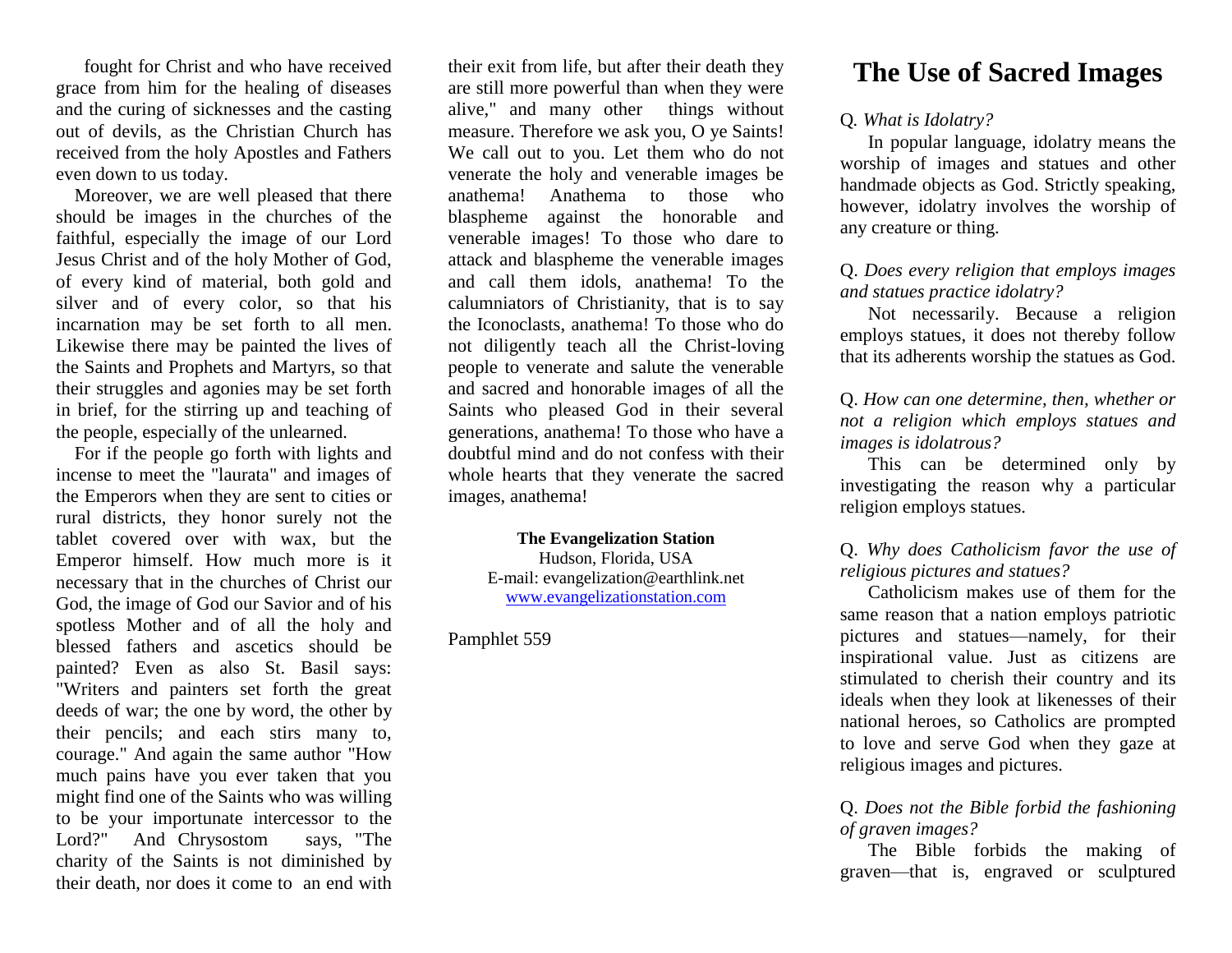fought for Christ and who have received grace from him for the healing of diseases and the curing of sicknesses and the casting out of devils, as the Christian Church has received from the holy Apostles and Fathers even down to us today.

Moreover, we are well pleased that there should be images in the churches of the faithful, especially the image of our Lord Jesus Christ and of the holy Mother of God, of every kind of material, both gold and silver and of every color, so that his incarnation may be set forth to all men. Likewise there may be painted the lives of the Saints and Prophets and Martyrs, so that their struggles and agonies may be set forth in brief, for the stirring up and teaching of the people, especially of the unlearned.

For if the people go forth with lights and incense to meet the "laurata" and images of the Emperors when they are sent to cities or rural districts, they honor surely not the tablet covered over with wax, but the Emperor himself. How much more is it necessary that in the churches of Christ our God, the image of God our Savior and of his spotless Mother and of all the holy and blessed fathers and ascetics should be painted? Even as also St. Basil says: "Writers and painters set forth the great deeds of war; the one by word, the other by their pencils; and each stirs many to, courage." And again the same author "How much pains have you ever taken that you might find one of the Saints who was willing to be your importunate intercessor to the Lord?" And Chrysostom says, "The charity of the Saints is not diminished by their death, nor does it come to an end with their exit from life, but after their death they are still more powerful than when they were alive," and many other things without measure. Therefore we ask you, O ye Saints! We call out to you. Let them who do not venerate the holy and venerable images be anathema! Anathema to those who blaspheme against the honorable and venerable images! To those who dare to attack and blaspheme the venerable images and call them idols, anathema! To the calumniators of Christianity, that is to say the Iconoclasts, anathema! To those who do not diligently teach all the Christ-loving people to venerate and salute the venerable and sacred and honorable images of all the Saints who pleased God in their several generations, anathema! To those who have a doubtful mind and do not confess with their whole hearts that they venerate the sacred images, anathema!

**The Evangelization Station**
Hudson, Florida, USA
E-mail: evangelization@earthlink.net
www.evangelizationstation.com

Pamphlet 559

# The Use of Sacred Images

Q. *What is Idolatry?*

In popular language, idolatry means the worship of images and statues and other handmade objects as God. Strictly speaking, however, idolatry involves the worship of any creature or thing.

Q. *Does every religion that employs images and statues practice idolatry?*

Not necessarily. Because a religion employs statues, it does not thereby follow that its adherents worship the statues as God.

Q. *How can one determine, then, whether or not a religion which employs statues and images is idolatrous?*

This can be determined only by investigating the reason why a particular religion employs statues.

Q. *Why does Catholicism favor the use of religious pictures and statues?*

Catholicism makes use of them for the same reason that a nation employs patriotic pictures and statues—namely, for their inspirational value. Just as citizens are stimulated to cherish their country and its ideals when they look at likenesses of their national heroes, so Catholics are prompted to love and serve God when they gaze at religious images and pictures.

Q. *Does not the Bible forbid the fashioning of graven images?*

The Bible forbids the making of graven—that is, engraved or sculptured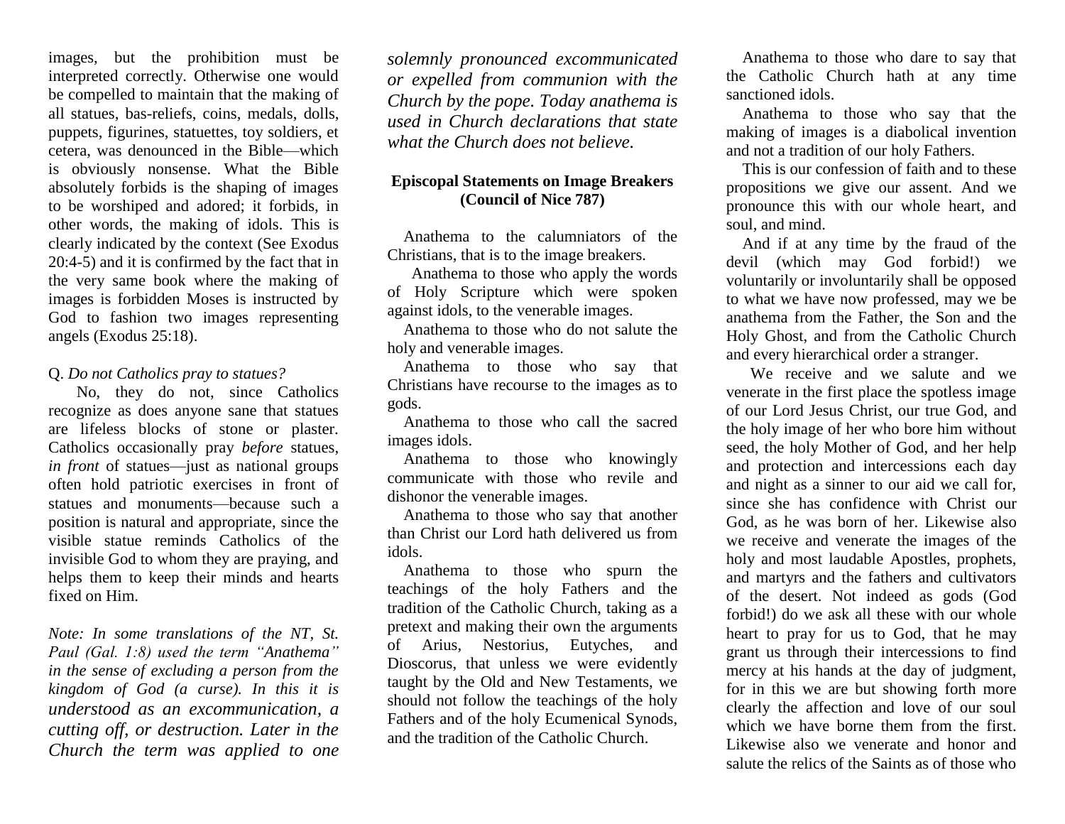images, but the prohibition must be interpreted correctly. Otherwise one would be compelled to maintain that the making of all statues, bas-reliefs, coins, medals, dolls, puppets, figurines, statuettes, toy soldiers, et cetera, was denounced in the Bible—which is obviously nonsense. What the Bible absolutely forbids is the shaping of images to be worshiped and adored; it forbids, in other words, the making of idols. This is clearly indicated by the context (See Exodus 20:4-5) and it is confirmed by the fact that in the very same book where the making of images is forbidden Moses is instructed by God to fashion two images representing angels (Exodus 25:18).

Q. *Do not Catholics pray to statues?*

No, they do not, since Catholics recognize as does anyone sane that statues are lifeless blocks of stone or plaster. Catholics occasionally pray *before* statues, *in front* of statues—just as national groups often hold patriotic exercises in front of statues and monuments—because such a position is natural and appropriate, since the visible statue reminds Catholics of the invisible God to whom they are praying, and helps them to keep their minds and hearts fixed on Him.

*Note: In some translations of the NT, St. Paul (Gal. 1:8) used the term "Anathema" in the sense of excluding a person from the kingdom of God (a curse). In this it is understood as an excommunication, a cutting off, or destruction. Later in the Church the term was applied to one solemnly pronounced excommunicated or expelled from communion with the Church by the pope. Today anathema is used in Church declarations that state what the Church does not believe.*

**Episcopal Statements on Image Breakers (Council of Nice 787)**

Anathema to the calumniators of the Christians, that is to the image breakers.

Anathema to those who apply the words of Holy Scripture which were spoken against idols, to the venerable images.

Anathema to those who do not salute the holy and venerable images.

Anathema to those who say that Christians have recourse to the images as to gods.

Anathema to those who call the sacred images idols.

Anathema to those who knowingly communicate with those who revile and dishonor the venerable images.

Anathema to those who say that another than Christ our Lord hath delivered us from idols.

Anathema to those who spurn the teachings of the holy Fathers and the tradition of the Catholic Church, taking as a pretext and making their own the arguments of Arius, Nestorius, Eutyches, and Dioscorus, that unless we were evidently taught by the Old and New Testaments, we should not follow the teachings of the holy Fathers and of the holy Ecumenical Synods, and the tradition of the Catholic Church.

Anathema to those who dare to say that the Catholic Church hath at any time sanctioned idols.

Anathema to those who say that the making of images is a diabolical invention and not a tradition of our holy Fathers.

This is our confession of faith and to these propositions we give our assent. And we pronounce this with our whole heart, and soul, and mind.

And if at any time by the fraud of the devil (which may God forbid!) we voluntarily or involuntarily shall be opposed to what we have now professed, may we be anathema from the Father, the Son and the Holy Ghost, and from the Catholic Church and every hierarchical order a stranger.

We receive and we salute and we venerate in the first place the spotless image of our Lord Jesus Christ, our true God, and the holy image of her who bore him without seed, the holy Mother of God, and her help and protection and intercessions each day and night as a sinner to our aid we call for, since she has confidence with Christ our God, as he was born of her. Likewise also we receive and venerate the images of the holy and most laudable Apostles, prophets, and martyrs and the fathers and cultivators of the desert. Not indeed as gods (God forbid!) do we ask all these with our whole heart to pray for us to God, that he may grant us through their intercessions to find mercy at his hands at the day of judgment, for in this we are but showing forth more clearly the affection and love of our soul which we have borne them from the first. Likewise also we venerate and honor and salute the relics of the Saints as of those who